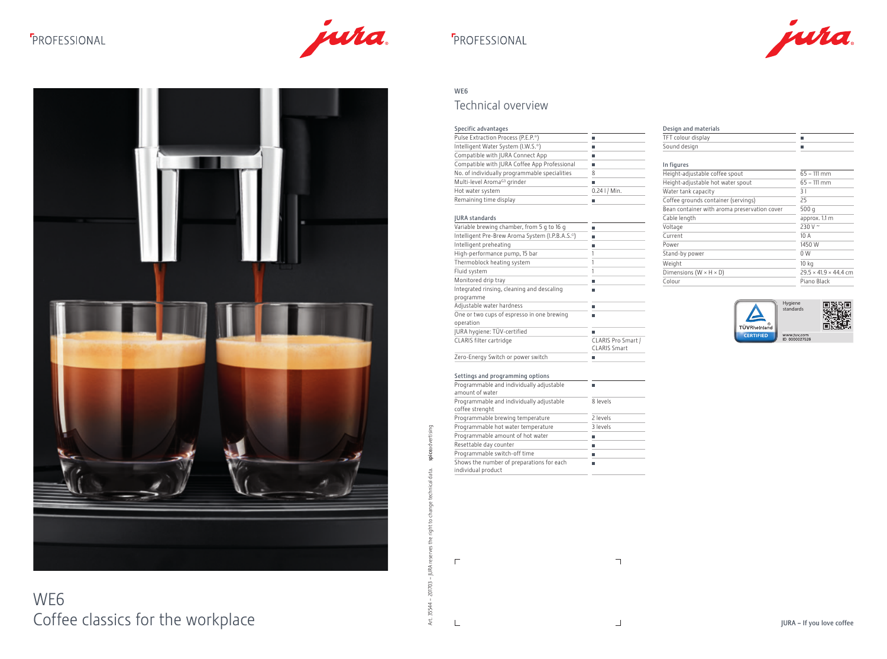PROFESSIONAL

# WE6
Coffee classics for the workplace

PROFESSIONAL

WE6

## Technical overview

| Specific advantages | |
|---|---|
| Pulse Extraction Process (P.E.P.®) | ■ |
| Intelligent Water System (I.W.S.®) | ■ |
| Compatible with JURA Connect App | ■ |
| Compatible with JURA Coffee App Professional | ■ |
| No. of individually programmable specialities | 8 |
| Multi-level Aroma G3 grinder | ■ |
| Hot water system | 0.24 l / Min. |
| Remaining time display | ■ |

| JURA standards | |
|---|---|
| Variable brewing chamber, from 5 g to 16 g | ■ |
| Intelligent Pre-Brew Aroma System (I.P.B.A.S.©) | ■ |
| Intelligent preheating | ■ |
| High-performance pump, 15 bar | 1 |
| Thermoblock heating system | 1 |
| Fluid system | 1 |
| Monitored drip tray | ■ |
| Integrated rinsing, cleaning and descaling programme | ■ |
| Adjustable water hardness | ■ |
| One or two cups of espresso in one brewing operation | ■ |
| JURA hygiene: TÜV-certified | ■ |
| CLARIS filter cartridge | CLARIS Pro Smart / CLARIS Smart |
| Zero-Energy Switch or power switch | ■ |

| Settings and programming options | |
|---|---|
| Programmable and individually adjustable amount of water | ■ |
| Programmable and individually adjustable coffee strenght | 8 levels |
| Programmable brewing temperature | 2 levels |
| Programmable hot water temperature | 3 levels |
| Programmable amount of hot water | ■ |
| Resettable day counter | ■ |
| Programmable switch-off time | ■ |
| Shows the number of preparations for each individual product | ■ |

| Design and materials | |
|---|---|
| TFT colour display | ■ |
| Sound design | ■ |

| In figures | |
|---|---|
| Height-adjustable coffee spout | 65 – 111 mm |
| Height-adjustable hot water spout | 65 – 111 mm |
| Water tank capacity | 3 l |
| Coffee grounds container (servings) | 25 |
| Bean container with aroma preservation cover | 500 g |
| Cable length | approx. 1.1 m |
| Voltage | 230 V ~ |
| Current | 10 A |
| Power | 1450 W |
| Stand-by power | 0 W |
| Weight | 10 kg |
| Dimensions (W × H × D) | 29.5 × 41.9 × 44.4 cm |
| Colour | Piano Black |

Hygiene standards
TÜVRheinland CERTIFIED
www.tuv.com ID 0000027526

Art. 35544 – 201703 – JURA reserves the right to change technical data. spiceadvertising

JURA – If you love coffee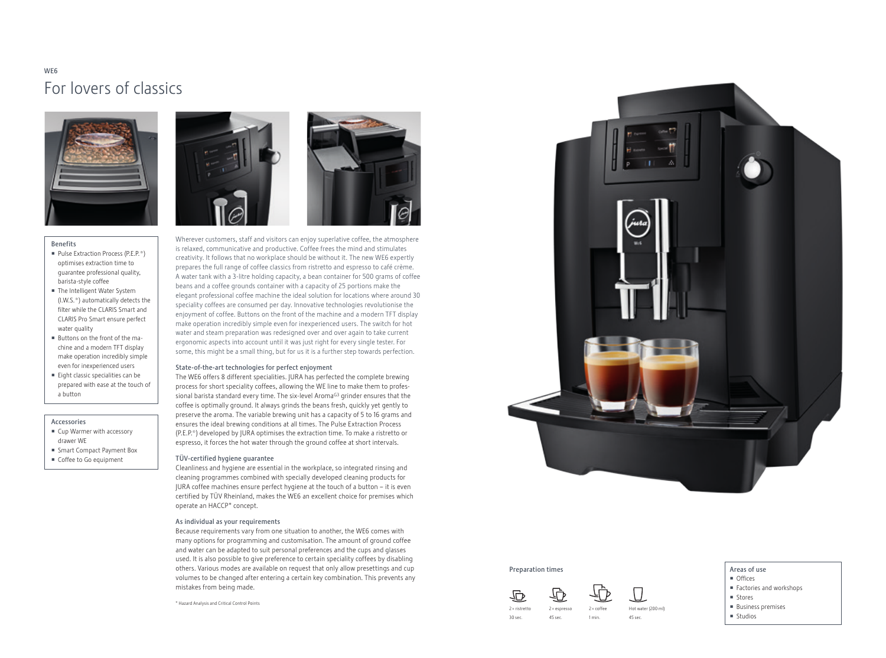WE6

# For lovers of classics

### Benefits

- Pulse Extraction Process (P.E.P.®) optimises extraction time to guarantee professional quality, barista-style coffee
- The Intelligent Water System (I.W.S.®) automatically detects the filter while the CLARIS Smart and CLARIS Pro Smart ensure perfect water quality
- Buttons on the front of the machine and a modern TFT display make operation incredibly simple even for inexperienced users
- Eight classic specialities can be prepared with ease at the touch of a button

### Accessories

- Cup Warmer with accessory drawer WE
- Smart Compact Payment Box
- Coffee to Go equipment

Wherever customers, staff and visitors can enjoy superlative coffee, the atmosphere is relaxed, communicative and productive. Coffee frees the mind and stimulates creativity. It follows that no workplace should be without it. The new WE6 expertly prepares the full range of coffee classics from ristretto and espresso to café crème. A water tank with a 3-litre holding capacity, a bean container for 500 grams of coffee beans and a coffee grounds container with a capacity of 25 portions make the elegant professional coffee machine the ideal solution for locations where around 30 speciality coffees are consumed per day. Innovative technologies revolutionise the enjoyment of coffee. Buttons on the front of the machine and a modern TFT display make operation incredibly simple even for inexperienced users. The switch for hot water and steam preparation was redesigned over and over again to take current ergonomic aspects into account until it was just right for every single tester. For some, this might be a small thing, but for us it is a further step towards perfection.

### State-of-the-art technologies for perfect enjoyment

The WE6 offers 8 different specialities. JURA has perfected the complete brewing process for short speciality coffees, allowing the WE line to make them to professional barista standard every time. The six-level Aroma G3 grinder ensures that the coffee is optimally ground. It always grinds the beans fresh, quickly yet gently to preserve the aroma. The variable brewing unit has a capacity of 5 to 16 grams and ensures the ideal brewing conditions at all times. The Pulse Extraction Process (P.E.P.®) developed by JURA optimises the extraction time. To make a ristretto or espresso, it forces the hot water through the ground coffee at short intervals.

### TÜV-certified hygiene guarantee

Cleanliness and hygiene are essential in the workplace, so integrated rinsing and cleaning programmes combined with specially developed cleaning products for JURA coffee machines ensure perfect hygiene at the touch of a button – it is even certified by TÜV Rheinland, makes the WE6 an excellent choice for premises which operate an HACCP* concept.

### As individual as your requirements

Because requirements vary from one situation to another, the WE6 comes with many options for programming and customisation. The amount of ground coffee and water can be adapted to suit personal preferences and the cups and glasses used. It is also possible to give preference to certain speciality coffees by disabling others. Various modes are available on request that only allow presettings and cup volumes to be changed after entering a certain key combination. This prevents any mistakes from being made.

\* Hazard Analysis and Critical Control Points

### Preparation times

| 2 × ristretto | 2 × espresso | 2 × coffee | Hot water (200 ml) |
|---|---|---|---|
| 30 sec. | 45 sec. | 1 min. | 45 sec. |

### Areas of use

- Offices
- Factories and workshops
- Stores
- Business premises
- Studios